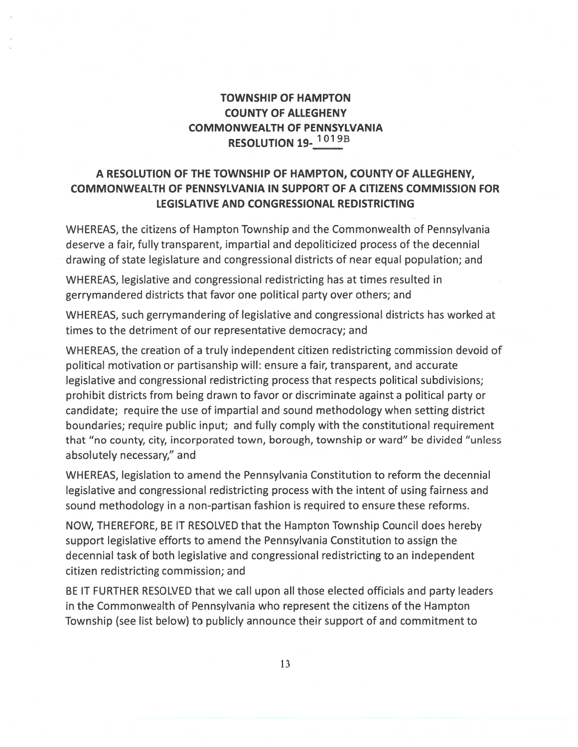**TOWNSHIP OF HAMPTON**
**COUNTY OF ALLEGHENY**
**COMMONWEALTH OF PENNSYLVANIA**
**RESOLUTION 19-1019B**

## A RESOLUTION OF THE TOWNSHIP OF HAMPTON, COUNTY OF ALLEGHENY, COMMONWEALTH OF PENNSYLVANIA IN SUPPORT OF A CITIZENS COMMISSION FOR LEGISLATIVE AND CONGRESSIONAL REDISTRICTING

WHEREAS, the citizens of Hampton Township and the Commonwealth of Pennsylvania deserve a fair, fully transparent, impartial and depoliticized process of the decennial drawing of state legislature and congressional districts of near equal population; and

WHEREAS, legislative and congressional redistricting has at times resulted in gerrymandered districts that favor one political party over others; and

WHEREAS, such gerrymandering of legislative and congressional districts has worked at times to the detriment of our representative democracy; and

WHEREAS, the creation of a truly independent citizen redistricting commission devoid of political motivation or partisanship will: ensure a fair, transparent, and accurate legislative and congressional redistricting process that respects political subdivisions; prohibit districts from being drawn to favor or discriminate against a political party or candidate; require the use of impartial and sound methodology when setting district boundaries; require public input; and fully comply with the constitutional requirement that "no county, city, incorporated town, borough, township or ward" be divided "unless absolutely necessary," and

WHEREAS, legislation to amend the Pennsylvania Constitution to reform the decennial legislative and congressional redistricting process with the intent of using fairness and sound methodology in a non-partisan fashion is required to ensure these reforms.

NOW, THEREFORE, BE IT RESOLVED that the Hampton Township Council does hereby support legislative efforts to amend the Pennsylvania Constitution to assign the decennial task of both legislative and congressional redistricting to an independent citizen redistricting commission; and

BE IT FURTHER RESOLVED that we call upon all those elected officials and party leaders in the Commonwealth of Pennsylvania who represent the citizens of the Hampton Township (see list below) to publicly announce their support of and commitment to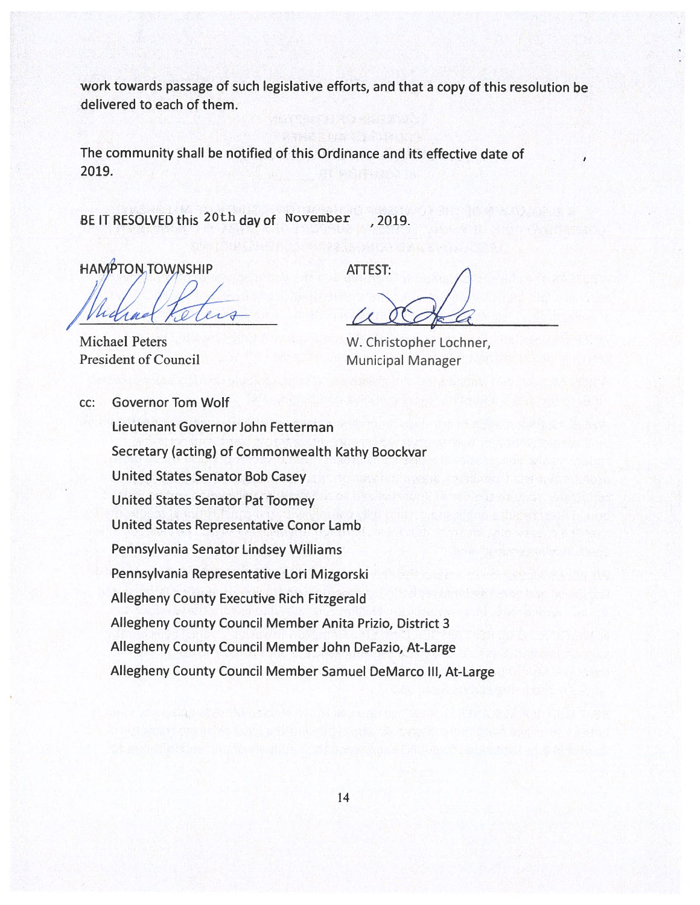work towards passage of such legislative efforts, and that a copy of this resolution be delivered to each of them.

The community shall be notified of this Ordinance and its effective date of , 2019.

BE IT RESOLVED this 20th day of November , 2019.

HAMPTON TOWNSHIP

Michael Peters
President of Council

ATTEST:

W. Christopher Lochner,
Municipal Manager

cc: Governor Tom Wolf
Lieutenant Governor John Fetterman
Secretary (acting) of Commonwealth Kathy Boockvar
United States Senator Bob Casey
United States Senator Pat Toomey
United States Representative Conor Lamb
Pennsylvania Senator Lindsey Williams
Pennsylvania Representative Lori Mizgorski
Allegheny County Executive Rich Fitzgerald
Allegheny County Council Member Anita Prizio, District 3
Allegheny County Council Member John DeFazio, At-Large
Allegheny County Council Member Samuel DeMarco III, At-Large